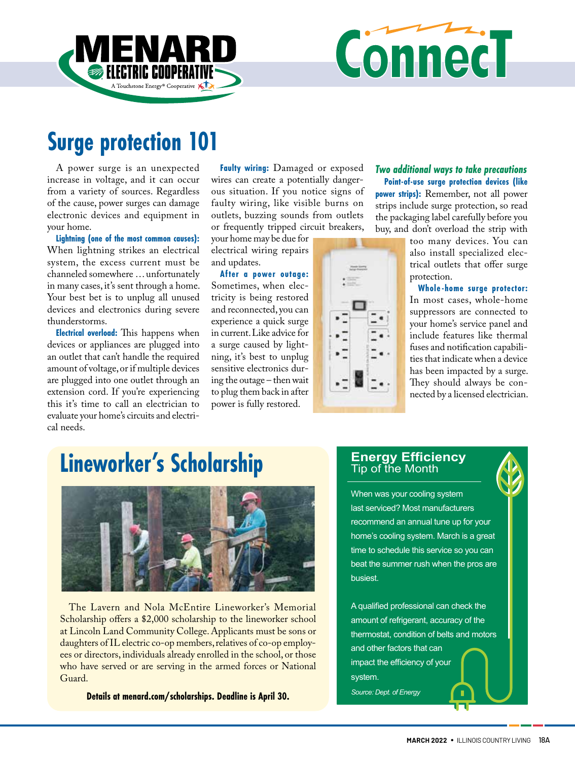# MENARD ELECTRIC COOPERATIVE

A Touchstone Energy® Cooperative

# ConnecT

## Surge protection 101

A power surge is an unexpected increase in voltage, and it can occur from a variety of sources. Regardless of the cause, power surges can damage electronic devices and equipment in your home.

**Lightning (one of the most common causes):** When lightning strikes an electrical system, the excess current must be channeled somewhere … unfortunately in many cases, it's sent through a home. Your best bet is to unplug all unused devices and electronics during severe thunderstorms.

**Electrical overload:** This happens when devices or appliances are plugged into an outlet that can't handle the required amount of voltage, or if multiple devices are plugged into one outlet through an extension cord. If you're experiencing this it's time to call an electrician to evaluate your home's circuits and electrical needs.

**Faulty wiring:** Damaged or exposed wires can create a potentially dangerous situation. If you notice signs of faulty wiring, like visible burns on outlets, buzzing sounds from outlets or frequently tripped circuit breakers, your home may be due for electrical wiring repairs and updates.

**After a power outage:** Sometimes, when electricity is being restored and reconnected, you can experience a quick surge in current. Like advice for a surge caused by lightning, it's best to unplug sensitive electronics during the outage – then wait to plug them back in after power is fully restored.

### *Two additional ways to take precautions*

**Point-of-use surge protection devices (like power strips):** Remember, not all power strips include surge protection, so read the packaging label carefully before you buy, and don't overload the strip with too many devices. You can also install specialized electrical outlets that offer surge protection.

**Whole-home surge protector:** In most cases, whole-home suppressors are connected to your home's service panel and include features like thermal fuses and notification capabilities that indicate when a device has been impacted by a surge. They should always be connected by a licensed electrician.

## Lineworker's Scholarship

The Lavern and Nola McEntire Lineworker's Memorial Scholarship offers a $2,000 scholarship to the lineworker school at Lincoln Land Community College. Applicants must be sons or daughters of IL electric co-op members, relatives of co-op employees or directors, individuals already enrolled in the school, or those who have served or are serving in the armed forces or National Guard.

**Details at menard.com/scholarships. Deadline is April 30.**

## Energy Efficiency Tip of the Month

When was your cooling system last serviced? Most manufacturers recommend an annual tune up for your home's cooling system. March is a great time to schedule this service so you can beat the summer rush when the pros are busiest.

A qualified professional can check the amount of refrigerant, accuracy of the thermostat, condition of belts and motors and other factors that can impact the efficiency of your system.

*Source: Dept. of Energy*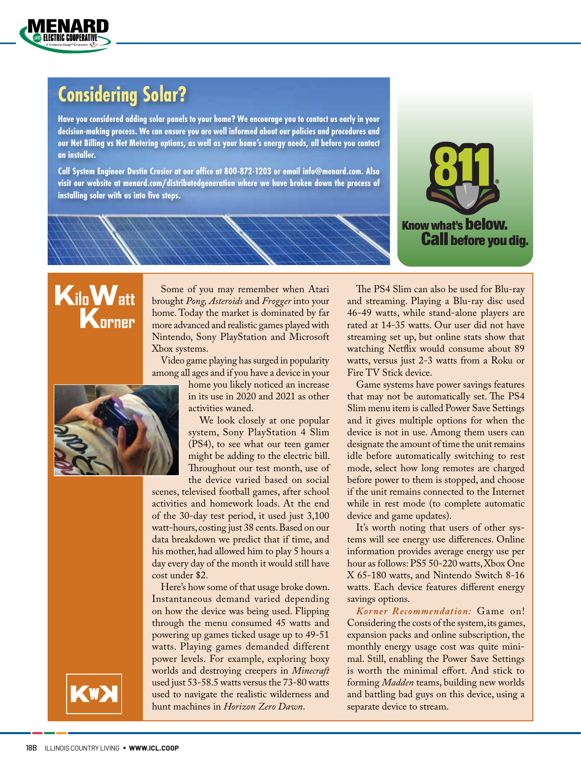## Considering Solar?

**Have you considered adding solar panels to your home? We encourage you to contact us early in your decision-making process. We can ensure you are well informed about our policies and procedures and our Net Billing vs Net Metering options, as well as your home's energy needs, all before you contact an installer.**

**Call System Engineer Dustin Crosier at our office at 800-872-1203 or email info@menard.com. Also visit our website at menard.com/distributedgeneration where we have broken down the process of installing solar with us into five steps.**

811 Know what's **below.** **Call** before you dig.

## KiloWatt Korner

Some of you may remember when Atari brought *Pong, Asteroids* and *Frogger* into your home. Today the market is dominated by far more advanced and realistic games played with Nintendo, Sony PlayStation and Microsoft Xbox systems.

Video game playing has surged in popularity among all ages and if you have a device in your home you likely noticed an increase in its use in 2020 and 2021 as other activities waned.

We look closely at one popular system, Sony PlayStation 4 Slim (PS4), to see what our teen gamer might be adding to the electric bill. Throughout our test month, use of the device varied based on social scenes, televised football games, after school activities and homework loads. At the end of the 30-day test period, it used just 3,100 watt-hours, costing just 38 cents. Based on our data breakdown we predict that if time, and his mother, had allowed him to play 5 hours a day every day of the month it would still have cost under $2.

Here's how some of that usage broke down. Instantaneous demand varied depending on how the device was being used. Flipping through the menu consumed 45 watts and powering up games ticked usage up to 49-51 watts. Playing games demanded different power levels. For example, exploring boxy worlds and destroying creepers in *Minecraft* used just 53-58.5 watts versus the 73-80 watts used to navigate the realistic wilderness and hunt machines in *Horizon Zero Dawn*.

The PS4 Slim can also be used for Blu-ray and streaming. Playing a Blu-ray disc used 46-49 watts, while stand-alone players are rated at 14-35 watts. Our user did not have streaming set up, but online stats show that watching Netflix would consume about 89 watts, versus just 2-3 watts from a Roku or Fire TV Stick device.

Game systems have power savings features that may not be automatically set. The PS4 Slim menu item is called Power Save Settings and it gives multiple options for when the device is not in use. Among them users can designate the amount of time the unit remains idle before automatically switching to rest mode, select how long remotes are charged before power to them is stopped, and choose if the unit remains connected to the Internet while in rest mode (to complete automatic device and game updates).

It's worth noting that users of other systems will see energy use differences. Online information provides average energy use per hour as follows: PS5 50-220 watts, Xbox One X 65-180 watts, and Nintendo Switch 8-16 watts. Each device features different energy savings options.

*Korner Recommendation:* Game on! Considering the costs of the system, its games, expansion packs and online subscription, the monthly energy usage cost was quite minimal. Still, enabling the Power Save Settings is worth the minimal effort. And stick to forming *Madden* teams, building new worlds and battling bad guys on this device, using a separate device to stream.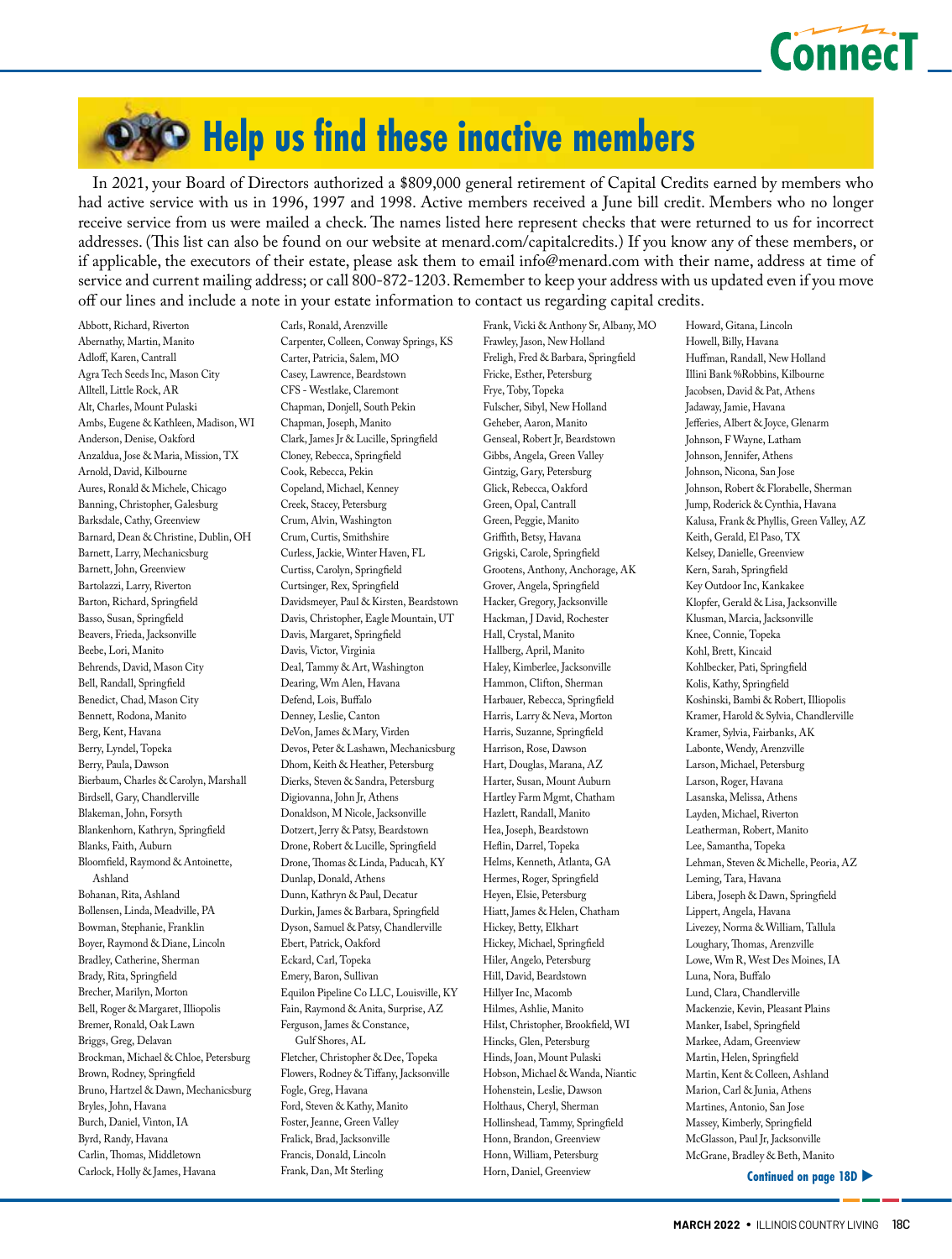# Help us find these inactive members

In 2021, your Board of Directors authorized a $809,000 general retirement of Capital Credits earned by members who had active service with us in 1996, 1997 and 1998. Active members received a June bill credit. Members who no longer receive service from us were mailed a check. The names listed here represent checks that were returned to us for incorrect addresses. (This list can also be found on our website at menard.com/capitalcredits.) If you know any of these members, or if applicable, the executors of their estate, please ask them to email info@menard.com with their name, address at time of service and current mailing address; or call 800-872-1203. Remember to keep your address with us updated even if you move off our lines and include a note in your estate information to contact us regarding capital credits.

Abbott, Richard, Riverton
Abernathy, Martin, Manito
Adloff, Karen, Cantrall
Agra Tech Seeds Inc, Mason City
Alltrell, Little Rock, AR
Alt, Charles, Mount Pulaski
Ambs, Eugene & Kathleen, Madison, WI
Anderson, Denise, Oakford
Anzaldua, Jose & Maria, Mission, TX
Arnold, David, Kilbourne
Aures, Ronald & Michele, Chicago
Banning, Christopher, Galesburg
Barksdale, Cathy, Greenview
Barnard, Dean & Christine, Dublin, OH
Barnett, Larry, Mechanicsburg
Barnett, John, Greenview
Bartolazzi, Larry, Riverton
Barton, Richard, Springfield
Basso, Susan, Springfield
Beavers, Frieda, Jacksonville
Beebe, Lori, Manito
Behrends, David, Mason City
Bell, Randall, Springfield
Benedict, Chad, Mason City
Bennett, Rodona, Manito
Berg, Kent, Havana
Berry, Lyndel, Topeka
Berry, Paula, Dawson
Bierbaum, Charles & Carolyn, Marshall
Birdsell, Gary, Chandlerville
Blakeman, John, Forsyth
Blankenhorn, Kathryn, Springfield
Blanks, Faith, Auburn
Bloomfield, Raymond & Antoinette, Ashland
Bohanan, Rita, Ashland
Bollensen, Linda, Meadville, PA
Bowman, Stephanie, Franklin
Boyer, Raymond & Diane, Lincoln
Bradley, Catherine, Sherman
Brady, Rita, Springfield
Brecher, Marilyn, Morton
Bell, Roger & Margaret, Illiopolis
Bremer, Ronald, Oak Lawn
Briggs, Greg, Delavan
Brockman, Michael & Chloe, Petersburg
Brown, Rodney, Springfield
Bruno, Hartzel & Dawn, Mechanicsburg
Bryles, John, Havana
Burch, Daniel, Vinton, IA
Byrd, Randy, Havana
Carlin, Thomas, Middletown
Carlock, Holly & James, Havana
Carls, Ronald, Arenzville
Carpenter, Colleen, Conway Springs, KS
Carter, Patricia, Salem, MO
Casey, Lawrence, Beardstown
CFS - Westlake, Claremont
Chapman, Donjell, South Pekin
Chapman, Joseph, Manito
Clark, James Jr & Lucille, Springfield
Cloney, Rebecca, Springfield
Cook, Rebecca, Pekin
Copeland, Michael, Kenney
Creek, Stacey, Petersburg
Crum, Alvin, Washington
Crum, Curtis, Smithshire
Curless, Jackie, Winter Haven, FL
Curtiss, Carolyn, Springfield
Curtsinger, Rex, Springfield
Davidsmeyer, Paul & Kirsten, Beardstown
Davis, Christopher, Eagle Mountain, UT
Davis, Margaret, Springfield
Davis, Victor, Virginia
Deal, Tammy & Art, Washington
Dearing, Wm Alen, Havana
Defend, Lois, Buffalo
Denney, Leslie, Canton
DeVon, James & Mary, Virden
Devos, Peter & Lashawn, Mechanicsburg
Dhom, Keith & Heather, Petersburg
Dierks, Steven & Sandra, Petersburg
Digiovanna, John Jr, Athens
Donaldson, M Nicole, Jacksonville
Dotzert, Jerry & Patsy, Beardstown
Drone, Robert & Lucille, Springfield
Drone, Thomas & Linda, Paducah, KY
Dunlap, Donald, Athens
Dunn, Kathryn & Paul, Decatur
Durkin, James & Barbara, Springfield
Dyson, Samuel & Patsy, Chandlerville
Ebert, Patrick, Oakford
Eckard, Carl, Topeka
Emery, Baron, Sullivan
Equilon Pipeline Co LLC, Louisville, KY
Fain, Raymond & Anita, Surprise, AZ
Ferguson, James & Constance, Gulf Shores, AL
Fletcher, Christopher & Dee, Topeka
Flowers, Rodney & Tiffany, Jacksonville
Fogle, Greg, Havana
Ford, Steven & Kathy, Manito
Foster, Jeanne, Green Valley
Fralick, Brad, Jacksonville
Francis, Donald, Lincoln
Frank, Dan, Mt Sterling
Frank, Vicki & Anthony Sr, Albany, MO
Frawley, Jason, New Holland
Freligh, Fred & Barbara, Springfield
Fricke, Esther, Petersburg
Frye, Toby, Topeka
Fulscher, Sibyl, New Holland
Geheber, Aaron, Manito
Genseal, Robert Jr, Beardstown
Gibbs, Angela, Green Valley
Gintzig, Gary, Petersburg
Glick, Rebecca, Oakford
Green, Opal, Cantrall
Green, Peggie, Manito
Griffith, Betsy, Havana
Grigski, Carole, Springfield
Grootens, Anthony, Anchorage, AK
Grover, Angela, Springfield
Hacker, Gregory, Jacksonville
Hackman, J David, Rochester
Hall, Crystal, Manito
Hallberg, April, Manito
Haley, Kimberlee, Jacksonville
Hammon, Clifton, Sherman
Harbauer, Rebecca, Springfield
Harris, Larry & Neva, Morton
Harris, Suzanne, Springfield
Harrison, Rose, Dawson
Hart, Douglas, Marana, AZ
Harter, Susan, Mount Auburn
Hartley Farm Mgmt, Chatham
Hazlett, Randall, Manito
Hea, Joseph, Beardstown
Heflin, Darrel, Topeka
Helms, Kenneth, Atlanta, GA
Hermes, Roger, Springfield
Heyen, Elsie, Petersburg
Hiatt, James & Helen, Chatham
Hickey, Betty, Elkhart
Hickey, Michael, Springfield
Hiler, Angelo, Petersburg
Hill, David, Beardstown
Hillyer Inc, Macomb
Hilmes, Ashlie, Manito
Hilst, Christopher, Brookfield, WI
Hincks, Glen, Petersburg
Hinds, Joan, Mount Pulaski
Hobson, Michael & Wanda, Niantic
Hohenstein, Leslie, Dawson
Holthaus, Cheryl, Sherman
Hollinshead, Tammy, Springfield
Honn, Brandon, Greenview
Honn, William, Petersburg
Horn, Daniel, Greenview
Howard, Gitana, Lincoln
Howell, Billy, Havana
Huffman, Randall, New Holland
Illini Bank %Robbins, Kilbourne
Jacobsen, David & Pat, Athens
Jadaway, Jamie, Havana
Jefferies, Albert & Joyce, Glenarm
Johnson, F Wayne, Latham
Johnson, Jennifer, Athens
Johnson, Nicona, San Jose
Johnson, Robert & Florabelle, Sherman
Jump, Roderick & Cynthia, Havana
Kalusa, Frank & Phyllis, Green Valley, AZ
Keith, Gerald, El Paso, TX
Kelsey, Danielle, Greenview
Kern, Sarah, Springfield
Key Outdoor Inc, Kankakee
Klopfer, Gerald & Lisa, Jacksonville
Klusman, Marcia, Jacksonville
Knee, Connie, Topeka
Kohl, Brett, Kincaid
Kohlbecker, Pati, Springfield
Kolis, Kathy, Springfield
Koshinski, Bambi & Robert, Illiopolis
Kramer, Harold & Sylvia, Chandlerville
Kramer, Sylvia, Fairbanks, AK
Labonte, Wendy, Arenzville
Larson, Michael, Petersburg
Larson, Roger, Havana
Lasanska, Melissa, Athens
Layden, Michael, Riverton
Leatherman, Robert, Manito
Lee, Samantha, Topeka
Lehman, Steven & Michelle, Peoria, AZ
Leming, Tara, Havana
Libera, Joseph & Dawn, Springfield
Lippert, Angela, Havana
Livezey, Norma & William, Tallula
Loughary, Thomas, Arenzville
Lowe, Wm R, West Des Moines, IA
Luna, Nora, Buffalo
Lund, Clara, Chandlerville
Mackenzie, Kevin, Pleasant Plains
Manker, Isabel, Springfield
Markee, Adam, Greenview
Martin, Helen, Springfield
Martin, Kent & Colleen, Ashland
Marion, Carl & Junia, Athens
Martines, Antonio, San Jose
Massey, Kimberly, Springfield
McGlasson, Paul Jr, Jacksonville
McGrane, Bradley & Beth, Manito

**Continued on page 18D ▶**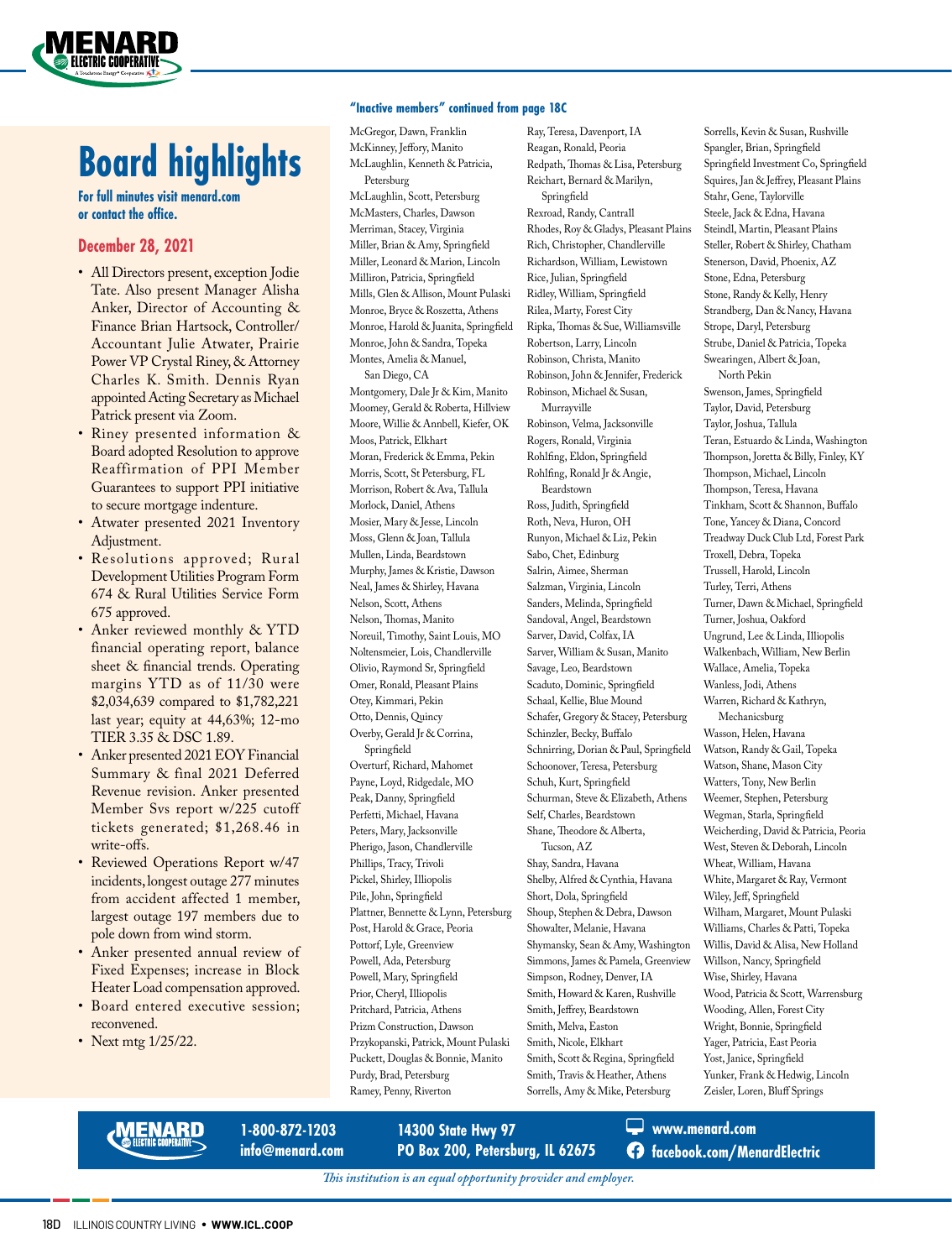# Board highlights

**For full minutes visit menard.com or contact the office.**

## December 28, 2021

- All Directors present, exception Jodie Tate. Also present Manager Alisha Anker, Director of Accounting & Finance Brian Hartsock, Controller/Accountant Julie Atwater, Prairie Power VP Crystal Riney, & Attorney Charles K. Smith. Dennis Ryan appointed Acting Secretary as Michael Patrick present via Zoom.
- Riney presented information & Board adopted Resolution to approve Reaffirmation of PPI Member Guarantees to support PPI initiative to secure mortgage indenture.
- Atwater presented 2021 Inventory Adjustment.
- Resolutions approved; Rural Development Utilities Program Form 674 & Rural Utilities Service Form 675 approved.
- Anker reviewed monthly & YTD financial operating report, balance sheet & financial trends. Operating margins YTD as of 11/30 were $2,034,639 compared to $1,782,221 last year; equity at 44,63%; 12-mo TIER 3.35 & DSC 1.89.
- Anker presented 2021 EOY Financial Summary & final 2021 Deferred Revenue revision. Anker presented Member Svs report w/225 cutoff tickets generated; $1,268.46 in write-offs.
- Reviewed Operations Report w/47 incidents, longest outage 277 minutes from accident affected 1 member, largest outage 197 members due to pole down from wind storm.
- Anker presented annual review of Fixed Expenses; increase in Block Heater Load compensation approved.
- Board entered executive session; reconvened.
- Next mtg 1/25/22.

**"Inactive members" continued from page 18C**

McGregor, Dawn, Franklin
McKinney, Jeffory, Manito
McLaughlin, Kenneth & Patricia, Petersburg
McLaughlin, Scott, Petersburg
McMasters, Charles, Dawson
Merriman, Stacey, Virginia
Miller, Brian & Amy, Springfield
Miller, Leonard & Marion, Lincoln
Milliron, Patricia, Springfield
Mills, Glen & Allison, Mount Pulaski
Monroe, Bryce & Roszetta, Athens
Monroe, Harold & Juanita, Springfield
Monroe, John & Sandra, Topeka
Montes, Amelia & Manuel, San Diego, CA
Montgomery, Dale Jr & Kim, Manito
Moomey, Gerald & Roberta, Hillview
Moore, Willie & Annbell, Kiefer, OK
Moos, Patrick, Elkhart
Moran, Frederick & Emma, Pekin
Morris, Scott, St Petersburg, FL
Morrison, Robert & Ava, Tallula
Morlock, Daniel, Athens
Mosier, Mary & Jesse, Lincoln
Moss, Glenn & Joan, Tallula
Mullen, Linda, Beardstown
Murphy, James & Kristie, Dawson
Neal, James & Shirley, Havana
Nelson, Scott, Athens
Nelson, Thomas, Manito
Noreuil, Timothy, Saint Louis, MO
Noltensmeier, Lois, Chandlerville
Olivio, Raymond Sr, Springfield
Omer, Ronald, Pleasant Plains
Otey, Kimmari, Pekin
Otto, Dennis, Quincy
Overby, Gerald Jr & Corrina, Springfield
Overturf, Richard, Mahomet
Payne, Loyd, Ridgedale, MO
Peak, Danny, Springfield
Perfetti, Michael, Havana
Peters, Mary, Jacksonville
Pherigo, Jason, Chandlerville
Phillips, Tracy, Trivoli
Pickel, Shirley, Illiopolis
Pile, John, Springfield
Plattner, Bennette & Lynn, Petersburg
Post, Harold & Grace, Peoria
Pottorf, Lyle, Greenview
Powell, Ada, Petersburg
Powell, Mary, Springfield
Prior, Cheryl, Illiopolis
Pritchard, Patricia, Athens
Prizm Construction, Dawson
Przykopanski, Patrick, Mount Pulaski
Puckett, Douglas & Bonnie, Manito
Purdy, Brad, Petersburg
Ramey, Penny, Riverton
Ray, Teresa, Davenport, IA
Reagan, Ronald, Peoria
Redpath, Thomas & Lisa, Petersburg
Reichart, Bernard & Marilyn, Springfield
Rexroad, Randy, Cantrall
Rhodes, Roy & Gladys, Pleasant Plains
Rich, Christopher, Chandlerville
Richardson, William, Lewistown
Rice, Julian, Springfield
Ridley, William, Springfield
Rilea, Marty, Forest City
Ripka, Thomas & Sue, Williamsville
Robertson, Larry, Lincoln
Robinson, Christa, Manito
Robinson, John & Jennifer, Frederick
Robinson, Michael & Susan, Murrayville
Robinson, Velma, Jacksonville
Rogers, Ronald, Virginia
Rohlfing, Eldon, Springfield
Rohlfing, Ronald Jr & Angie, Beardstown
Ross, Judith, Springfield
Roth, Neva, Huron, OH
Runyon, Michael & Liz, Pekin
Sabo, Chet, Edinburg
Salrin, Aimee, Sherman
Salzman, Virginia, Lincoln
Sanders, Melinda, Springfield
Sandoval, Angel, Beardstown
Sarver, David, Colfax, IA
Sarver, William & Susan, Manito
Savage, Leo, Beardstown
Scaduto, Dominic, Springfield
Schaal, Kellie, Blue Mound
Schafer, Gregory & Stacey, Petersburg
Schinzler, Becky, Buffalo
Schnirring, Dorian & Paul, Springfield
Schoonover, Teresa, Petersburg
Schuh, Kurt, Springfield
Schurman, Steve & Elizabeth, Athens
Self, Charles, Beardstown
Shane, Theodore & Alberta, Tucson, AZ
Shay, Sandra, Havana
Shelby, Alfred & Cynthia, Havana
Short, Dola, Springfield
Shoup, Stephen & Debra, Dawson
Showalter, Melanie, Havana
Shymansky, Sean & Amy, Washington
Simmons, James & Pamela, Greenview
Simpson, Rodney, Denver, IA
Smith, Howard & Karen, Rushville
Smith, Jeffrey, Beardstown
Smith, Melva, Easton
Smith, Nicole, Elkhart
Smith, Scott & Regina, Springfield
Smith, Travis & Heather, Athens
Sorrells, Amy & Mike, Petersburg
Sorrells, Kevin & Susan, Rushville
Spangler, Brian, Springfield
Springfield Investment Co, Springfield
Squires, Jan & Jeffrey, Pleasant Plains
Stahr, Gene, Taylorville
Steele, Jack & Edna, Havana
Steindl, Martin, Pleasant Plains
Steller, Robert & Shirley, Chatham
Stenerson, David, Phoenix, AZ
Stone, Edna, Petersburg
Stone, Randy & Kelly, Henry
Strandberg, Dan & Nancy, Havana
Strope, Daryl, Petersburg
Strube, Daniel & Patricia, Topeka
Swearingen, Albert & Joan, North Pekin
Swenson, James, Springfield
Taylor, David, Petersburg
Taylor, Joshua, Tallula
Teran, Estuardo & Linda, Washington
Thompson, Joretta & Billy, Finley, KY
Thompson, Michael, Lincoln
Thompson, Teresa, Havana
Tinkham, Scott & Shannon, Buffalo
Tone, Yancey & Diana, Concord
Treadway Duck Club Ltd, Forest Park
Troxell, Debra, Topeka
Trussell, Harold, Lincoln
Turley, Terri, Athens
Turner, Dawn & Michael, Springfield
Turner, Joshua, Oakford
Ungrund, Lee & Linda, Illiopolis
Walkenbach, William, New Berlin
Wallace, Amelia, Topeka
Wanless, Jodi, Athens
Warren, Richard & Kathryn, Mechanicsburg
Wasson, Helen, Havana
Watson, Randy & Gail, Topeka
Watson, Shane, Mason City
Watters, Tony, New Berlin
Weemer, Stephen, Petersburg
Wegman, Starla, Springfield
Weicherding, David & Patricia, Peoria
West, Steven & Deborah, Lincoln
Wheat, William, Havana
White, Margaret & Ray, Vermont
Wiley, Jeff, Springfield
Wilham, Margaret, Mount Pulaski
Williams, Charles & Patti, Topeka
Willis, David & Alisa, New Holland
Willson, Nancy, Springfield
Wise, Shirley, Havana
Wood, Patricia & Scott, Warrensburg
Wooding, Allen, Forest City
Wright, Bonnie, Springfield
Yager, Patricia, East Peoria
Yost, Janice, Springfield
Yunker, Frank & Hedwig, Lincoln
Zeisler, Loren, Bluff Springs

**MENARD ELECTRIC COOPERATIVE**

**1-800-872-1203**
**info@menard.com**

**14300 State Hwy 97**
**PO Box 200, Petersburg, IL 62675**

**www.menard.com**
**facebook.com/MenardElectric**

*This institution is an equal opportunity provider and employer.*